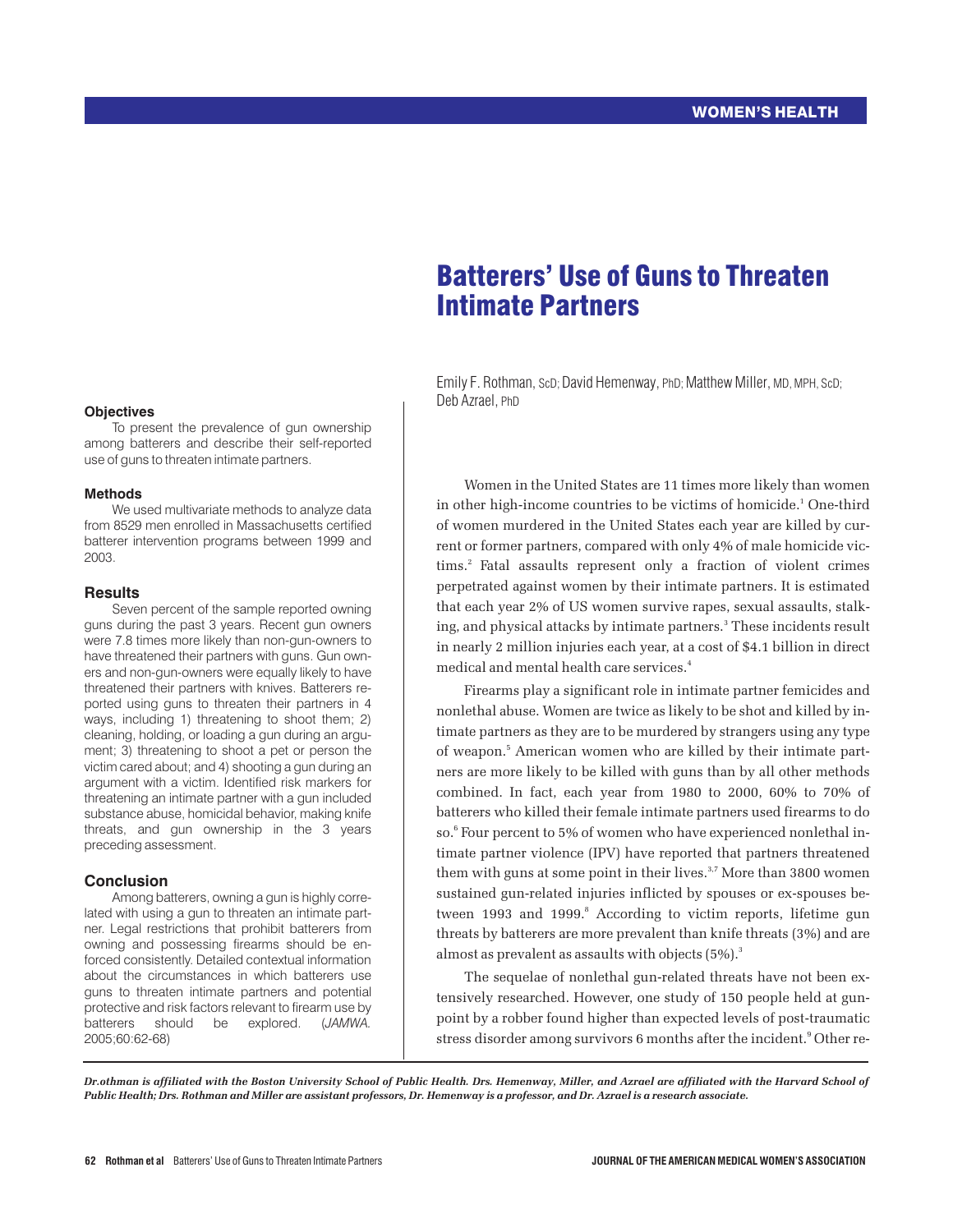WOMEN'S HEALTH

# Batterers' Use of Guns to Threaten Intimate Partners

Emily F. Rothman, ScD; David Hemenway, PhD; Matthew Miller, MD, MPH, ScD; Deb Azrael, PhD

**Objectives**

To present the prevalence of gun ownership among batterers and describe their self-reported use of guns to threaten intimate partners.

**Methods**

We used multivariate methods to analyze data from 8529 men enrolled in Massachusetts certified batterer intervention programs between 1999 and 2003.

**Results**

Seven percent of the sample reported owning guns during the past 3 years. Recent gun owners were 7.8 times more likely than non-gun-owners to have threatened their partners with guns. Gun owners and non-gun-owners were equally likely to have threatened their partners with knives. Batterers reported using guns to threaten their partners in 4 ways, including 1) threatening to shoot them; 2) cleaning, holding, or loading a gun during an argument; 3) threatening to shoot a pet or person the victim cared about; and 4) shooting a gun during an argument with a victim. Identified risk markers for threatening an intimate partner with a gun included substance abuse, homicidal behavior, making knife threats, and gun ownership in the 3 years preceding assessment.

**Conclusion**

Among batterers, owning a gun is highly correlated with using a gun to threaten an intimate partner. Legal restrictions that prohibit batterers from owning and possessing firearms should be enforced consistently. Detailed contextual information about the circumstances in which batterers use guns to threaten intimate partners and potential protective and risk factors relevant to firearm use by batterers should be explored. (*JAMWA.* 2005;60:62-68)

Women in the United States are 11 times more likely than women in other high-income countries to be victims of homicide.[1] One-third of women murdered in the United States each year are killed by current or former partners, compared with only 4% of male homicide victims.[2] Fatal assaults represent only a fraction of violent crimes perpetrated against women by their intimate partners. It is estimated that each year 2% of US women survive rapes, sexual assaults, stalking, and physical attacks by intimate partners.[3] These incidents result in nearly 2 million injuries each year, at a cost of $4.1 billion in direct medical and mental health care services.[4]

Firearms play a significant role in intimate partner femicides and nonlethal abuse. Women are twice as likely to be shot and killed by intimate partners as they are to be murdered by strangers using any type of weapon.[5] American women who are killed by their intimate partners are more likely to be killed with guns than by all other methods combined. In fact, each year from 1980 to 2000, 60% to 70% of batterers who killed their female intimate partners used firearms to do so.[6] Four percent to 5% of women who have experienced nonlethal intimate partner violence (IPV) have reported that partners threatened them with guns at some point in their lives.[3,7] More than 3800 women sustained gun-related injuries inflicted by spouses or ex-spouses between 1993 and 1999.[8] According to victim reports, lifetime gun threats by batterers are more prevalent than knife threats (3%) and are almost as prevalent as assaults with objects (5%).[3]

The sequelae of nonlethal gun-related threats have not been extensively researched. However, one study of 150 people held at gunpoint by a robber found higher than expected levels of post-traumatic stress disorder among survivors 6 months after the incident.[9] Other re-

*Dr.othman is affiliated with the Boston University School of Public Health. Drs. Hemenway, Miller, and Azrael are affiliated with the Harvard School of Public Health; Drs. Rothman and Miller are assistant professors, Dr. Hemenway is a professor, and Dr. Azrael is a research associate.*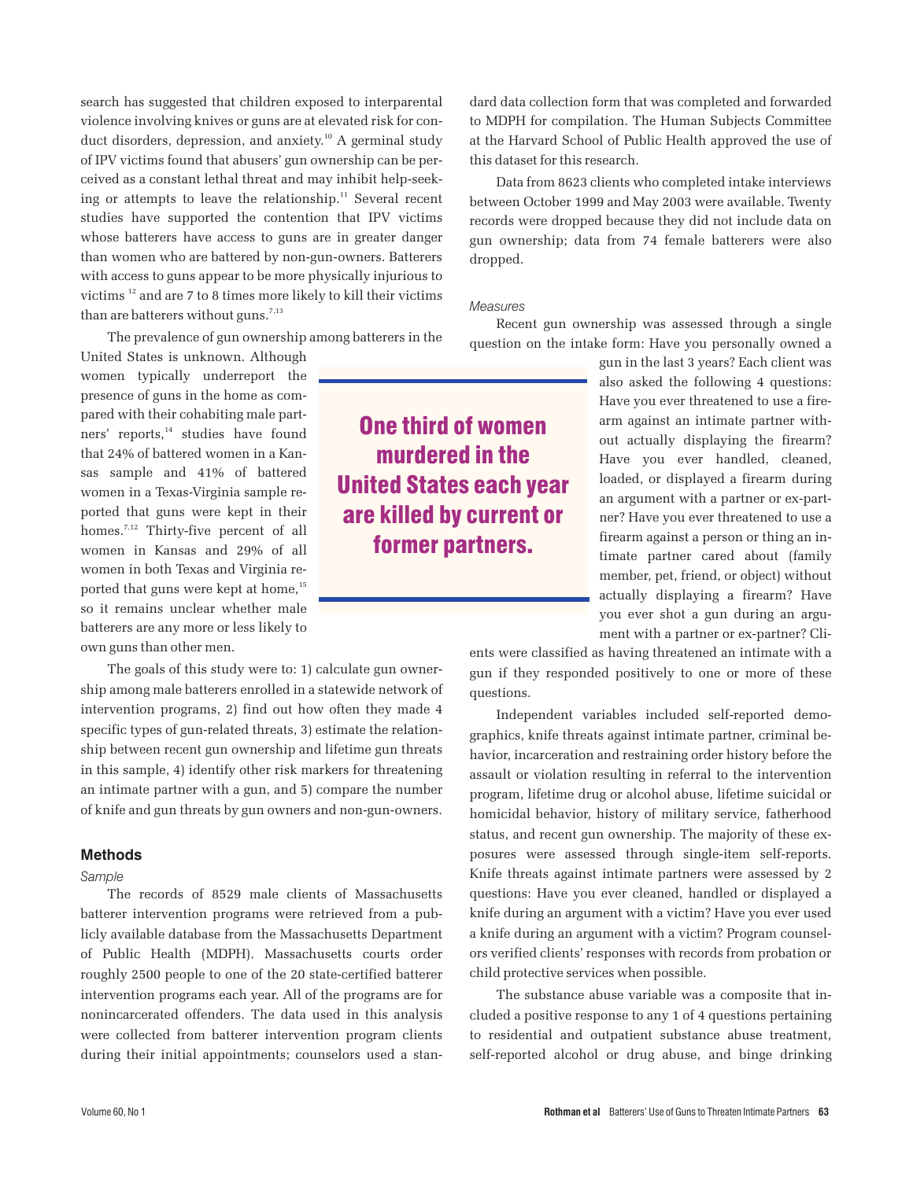search has suggested that children exposed to interparental violence involving knives or guns are at elevated risk for conduct disorders, depression, and anxiety.[10] A germinal study of IPV victims found that abusers' gun ownership can be perceived as a constant lethal threat and may inhibit help-seeking or attempts to leave the relationship.[11] Several recent studies have supported the contention that IPV victims whose batterers have access to guns are in greater danger than women who are battered by non-gun-owners. Batterers with access to guns appear to be more physically injurious to victims [12] and are 7 to 8 times more likely to kill their victims than are batterers without guns.[7,13]

The prevalence of gun ownership among batterers in the United States is unknown. Although women typically underreport the presence of guns in the home as compared with their cohabiting male partners' reports,[14] studies have found that 24% of battered women in a Kansas sample and 41% of battered women in a Texas-Virginia sample reported that guns were kept in their homes.[7,12] Thirty-five percent of all women in Kansas and 29% of all women in both Texas and Virginia reported that guns were kept at home,[15] so it remains unclear whether male batterers are any more or less likely to own guns than other men.

**One third of women murdered in the United States each year are killed by current or former partners.**

The goals of this study were to: 1) calculate gun ownership among male batterers enrolled in a statewide network of intervention programs, 2) find out how often they made 4 specific types of gun-related threats, 3) estimate the relationship between recent gun ownership and lifetime gun threats in this sample, 4) identify other risk markers for threatening an intimate partner with a gun, and 5) compare the number of knife and gun threats by gun owners and non-gun-owners.

## Methods

### *Sample*

The records of 8529 male clients of Massachusetts batterer intervention programs were retrieved from a publicly available database from the Massachusetts Department of Public Health (MDPH). Massachusetts courts order roughly 2500 people to one of the 20 state-certified batterer intervention programs each year. All of the programs are for nonincarcerated offenders. The data used in this analysis were collected from batterer intervention program clients during their initial appointments; counselors used a standard data collection form that was completed and forwarded to MDPH for compilation. The Human Subjects Committee at the Harvard School of Public Health approved the use of this dataset for this research.

Data from 8623 clients who completed intake interviews between October 1999 and May 2003 were available. Twenty records were dropped because they did not include data on gun ownership; data from 74 female batterers were also dropped.

### *Measures*

Recent gun ownership was assessed through a single question on the intake form: Have you personally owned a gun in the last 3 years? Each client was also asked the following 4 questions: Have you ever threatened to use a firearm against an intimate partner without actually displaying the firearm? Have you ever handled, cleaned, loaded, or displayed a firearm during an argument with a partner or ex-partner? Have you ever threatened to use a firearm against a person or thing an intimate partner cared about (family member, pet, friend, or object) without actually displaying a firearm? Have you ever shot a gun during an argument with a partner or ex-partner? Clients were classified as having threatened an intimate with a gun if they responded positively to one or more of these questions.

Independent variables included self-reported demographics, knife threats against intimate partner, criminal behavior, incarceration and restraining order history before the assault or violation resulting in referral to the intervention program, lifetime drug or alcohol abuse, lifetime suicidal or homicidal behavior, history of military service, fatherhood status, and recent gun ownership. The majority of these exposures were assessed through single-item self-reports. Knife threats against intimate partners were assessed by 2 questions: Have you ever cleaned, handled or displayed a knife during an argument with a victim? Have you ever used a knife during an argument with a victim? Program counselors verified clients' responses with records from probation or child protective services when possible.

The substance abuse variable was a composite that included a positive response to any 1 of 4 questions pertaining to residential and outpatient substance abuse treatment, self-reported alcohol or drug abuse, and binge drinking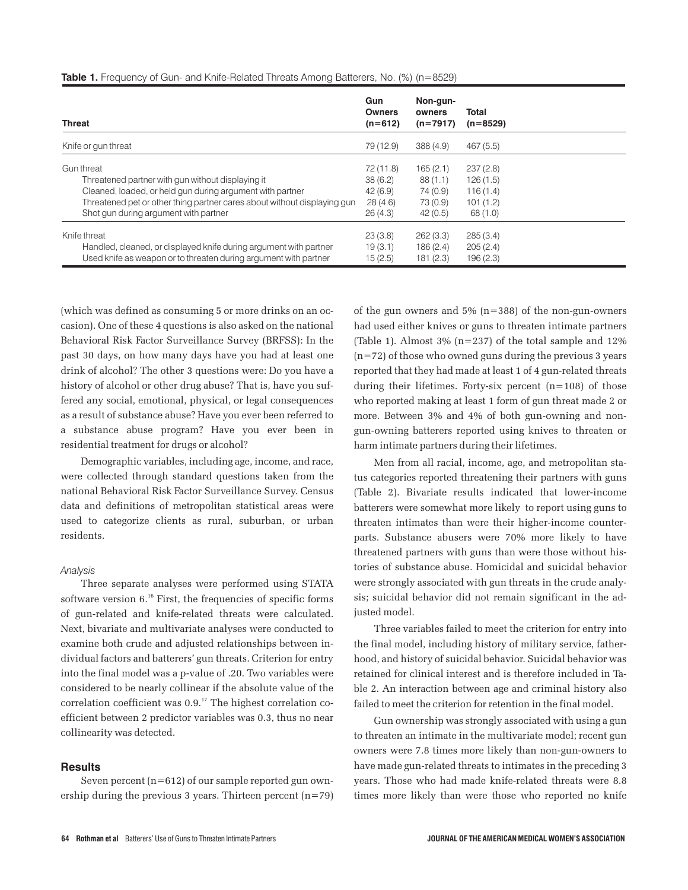**Table 1.** Frequency of Gun- and Knife-Related Threats Among Batterers, No. (%) (n=8529)

| Threat | Gun Owners (n=612) | Non-gun-owners (n=7917) | Total (n=8529) |
|---|---|---|---|
| Knife or gun threat | 79 (12.9) | 388 (4.9) | 467 (5.5) |
| Gun threat | 72 (11.8) | 165 (2.1) | 237 (2.8) |
| Threatened partner with gun without displaying it | 38 (6.2) | 88 (1.1) | 126 (1.5) |
| Cleaned, loaded, or held gun during argument with partner | 42 (6.9) | 74 (0.9) | 116 (1.4) |
| Threatened pet or other thing partner cares about without displaying gun | 28 (4.6) | 73 (0.9) | 101 (1.2) |
| Shot gun during argument with partner | 26 (4.3) | 42 (0.5) | 68 (1.0) |
| Knife threat | 23 (3.8) | 262 (3.3) | 285 (3.4) |
| Handled, cleaned, or displayed knife during argument with partner | 19 (3.1) | 186 (2.4) | 205 (2.4) |
| Used knife as weapon or to threaten during argument with partner | 15 (2.5) | 181 (2.3) | 196 (2.3) |

(which was defined as consuming 5 or more drinks on an occasion). One of these 4 questions is also asked on the national Behavioral Risk Factor Surveillance Survey (BRFSS): In the past 30 days, on how many days have you had at least one drink of alcohol? The other 3 questions were: Do you have a history of alcohol or other drug abuse? That is, have you suffered any social, emotional, physical, or legal consequences as a result of substance abuse? Have you ever been referred to a substance abuse program? Have you ever been in residential treatment for drugs or alcohol?

Demographic variables, including age, income, and race, were collected through standard questions taken from the national Behavioral Risk Factor Surveillance Survey. Census data and definitions of metropolitan statistical areas were used to categorize clients as rural, suburban, or urban residents.

### *Analysis*

Three separate analyses were performed using STATA software version 6.[16] First, the frequencies of specific forms of gun-related and knife-related threats were calculated. Next, bivariate and multivariate analyses were conducted to examine both crude and adjusted relationships between individual factors and batterers' gun threats. Criterion for entry into the final model was a p-value of .20. Two variables were considered to be nearly collinear if the absolute value of the correlation coefficient was 0.9.[17] The highest correlation coefficient between 2 predictor variables was 0.3, thus no near collinearity was detected.

## Results

Seven percent (n=612) of our sample reported gun ownership during the previous 3 years. Thirteen percent (n=79) of the gun owners and 5% (n=388) of the non-gun-owners had used either knives or guns to threaten intimate partners (Table 1). Almost 3% (n=237) of the total sample and 12% (n=72) of those who owned guns during the previous 3 years reported that they had made at least 1 of 4 gun-related threats during their lifetimes. Forty-six percent (n=108) of those who reported making at least 1 form of gun threat made 2 or more. Between 3% and 4% of both gun-owning and non-gun-owning batterers reported using knives to threaten or harm intimate partners during their lifetimes.

Men from all racial, income, age, and metropolitan status categories reported threatening their partners with guns (Table 2). Bivariate results indicated that lower-income batterers were somewhat more likely to report using guns to threaten intimates than were their higher-income counterparts. Substance abusers were 70% more likely to have threatened partners with guns than were those without histories of substance abuse. Homicidal and suicidal behavior were strongly associated with gun threats in the crude analysis; suicidal behavior did not remain significant in the adjusted model.

Three variables failed to meet the criterion for entry into the final model, including history of military service, fatherhood, and history of suicidal behavior. Suicidal behavior was retained for clinical interest and is therefore included in Table 2. An interaction between age and criminal history also failed to meet the criterion for retention in the final model.

Gun ownership was strongly associated with using a gun to threaten an intimate in the multivariate model; recent gun owners were 7.8 times more likely than non-gun-owners to have made gun-related threats to intimates in the preceding 3 years. Those who had made knife-related threats were 8.8 times more likely than were those who reported no knife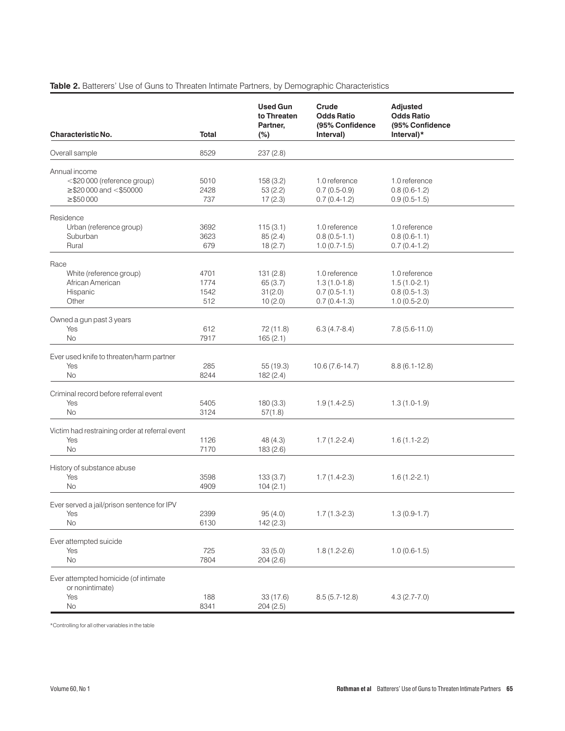**Table 2.** Batterers' Use of Guns to Threaten Intimate Partners, by Demographic Characteristics

| Characteristic No. | Total | Used Gun to Threaten Partner, (%) | Crude Odds Ratio (95% Confidence Interval) | Adjusted Odds Ratio (95% Confidence Interval)* |
|---|---|---|---|---|
| Overall sample | 8529 | 237 (2.8) | | |
| Annual income | | | | |
| <$20 000 (reference group) | 5010 | 158 (3.2) | 1.0 reference | 1.0 reference |
| ≥$20 000 and <$50000 | 2428 | 53 (2.2) | 0.7 (0.5-0.9) | 0.8 (0.6-1.2) |
| ≥$50 000 | 737 | 17 (2.3) | 0.7 (0.4-1.2) | 0.9 (0.5-1.5) |
| Residence | | | | |
| Urban (reference group) | 3692 | 115 (3.1) | 1.0 reference | 1.0 reference |
| Suburban | 3623 | 85 (2.4) | 0.8 (0.5-1.1) | 0.8 (0.6-1.1) |
| Rural | 679 | 18 (2.7) | 1.0 (0.7-1.5) | 0.7 (0.4-1.2) |
| Race | | | | |
| White (reference group) | 4701 | 131 (2.8) | 1.0 reference | 1.0 reference |
| African American | 1774 | 65 (3.7) | 1.3 (1.0-1.8) | 1.5 (1.0-2.1) |
| Hispanic | 1542 | 31(2.0) | 0.7 (0.5-1.1) | 0.8 (0.5-1.3) |
| Other | 512 | 10 (2.0) | 0.7 (0.4-1.3) | 1.0 (0.5-2.0) |
| Owned a gun past 3 years | | | | |
| Yes | 612 | 72 (11.8) | 6.3 (4.7-8.4) | 7.8 (5.6-11.0) |
| No | 7917 | 165 (2.1) | | |
| Ever used knife to threaten/harm partner | | | | |
| Yes | 285 | 55 (19.3) | 10.6 (7.6-14.7) | 8.8 (6.1-12.8) |
| No | 8244 | 182 (2.4) | | |
| Criminal record before referral event | | | | |
| Yes | 5405 | 180 (3.3) | 1.9 (1.4-2.5) | 1.3 (1.0-1.9) |
| No | 3124 | 57(1.8) | | |
| Victim had restraining order at referral event | | | | |
| Yes | 1126 | 48 (4.3) | 1.7 (1.2-2.4) | 1.6 (1.1-2.2) |
| No | 7170 | 183 (2.6) | | |
| History of substance abuse | | | | |
| Yes | 3598 | 133 (3.7) | 1.7 (1.4-2.3) | 1.6 (1.2-2.1) |
| No | 4909 | 104 (2.1) | | |
| Ever served a jail/prison sentence for IPV | | | | |
| Yes | 2399 | 95 (4.0) | 1.7 (1.3-2.3) | 1.3 (0.9-1.7) |
| No | 6130 | 142 (2.3) | | |
| Ever attempted suicide | | | | |
| Yes | 725 | 33 (5.0) | 1.8 (1.2-2.6) | 1.0 (0.6-1.5) |
| No | 7804 | 204 (2.6) | | |
| Ever attempted homicide (of intimate or nonintimate) | | | | |
| Yes | 188 | 33 (17.6) | 8.5 (5.7-12.8) | 4.3 (2.7-7.0) |
| No | 8341 | 204 (2.5) | | |

*Controlling for all other variables in the table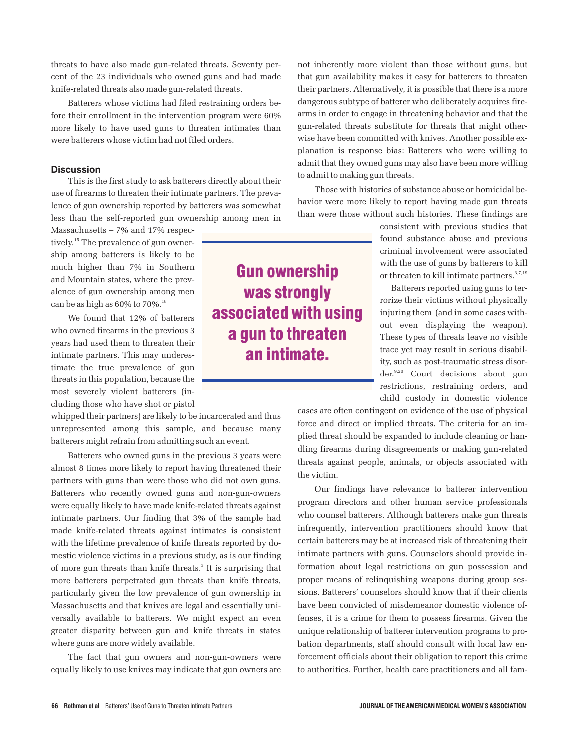threats to have also made gun-related threats. Seventy percent of the 23 individuals who owned guns and had made knife-related threats also made gun-related threats.

Batterers whose victims had filed restraining orders before their enrollment in the intervention program were 60% more likely to have used guns to threaten intimates than were batterers whose victim had not filed orders.

### Discussion

This is the first study to ask batterers directly about their use of firearms to threaten their intimate partners. The prevalence of gun ownership reported by batterers was somewhat less than the self-reported gun ownership among men in Massachusetts – 7% and 17% respectively.[15] The prevalence of gun ownership among batterers is likely to be much higher than 7% in Southern and Mountain states, where the prevalence of gun ownership among men can be as high as 60% to 70%.[18]

We found that 12% of batterers who owned firearms in the previous 3 years had used them to threaten their intimate partners. This may underestimate the true prevalence of gun threats in this population, because the most severely violent batterers (including those who have shot or pistol whipped their partners) are likely to be incarcerated and thus unrepresented among this sample, and because many batterers might refrain from admitting such an event.

> **Gun ownership was strongly associated with using a gun to threaten an intimate.**

Batterers who owned guns in the previous 3 years were almost 8 times more likely to report having threatened their partners with guns than were those who did not own guns. Batterers who recently owned guns and non-gun-owners were equally likely to have made knife-related threats against intimate partners. Our finding that 3% of the sample had made knife-related threats against intimates is consistent with the lifetime prevalence of knife threats reported by domestic violence victims in a previous study, as is our finding of more gun threats than knife threats.[3] It is surprising that more batterers perpetrated gun threats than knife threats, particularly given the low prevalence of gun ownership in Massachusetts and that knives are legal and essentially universally available to batterers. We might expect an even greater disparity between gun and knife threats in states where guns are more widely available.

The fact that gun owners and non-gun-owners were equally likely to use knives may indicate that gun owners are not inherently more violent than those without guns, but that gun availability makes it easy for batterers to threaten their partners. Alternatively, it is possible that there is a more dangerous subtype of batterer who deliberately acquires firearms in order to engage in threatening behavior and that the gun-related threats substitute for threats that might otherwise have been committed with knives. Another possible explanation is response bias: Batterers who were willing to admit that they owned guns may also have been more willing to admit to making gun threats.

Those with histories of substance abuse or homicidal behavior were more likely to report having made gun threats than were those without such histories. These findings are consistent with previous studies that found substance abuse and previous criminal involvement were associated with the use of guns by batterers to kill or threaten to kill intimate partners.[3,7,19]

Batterers reported using guns to terrorize their victims without physically injuring them (and in some cases without even displaying the weapon). These types of threats leave no visible trace yet may result in serious disability, such as post-traumatic stress disorder.[9,20] Court decisions about gun restrictions, restraining orders, and child custody in domestic violence cases are often contingent on evidence of the use of physical force and direct or implied threats. The criteria for an implied threat should be expanded to include cleaning or handling firearms during disagreements or making gun-related threats against people, animals, or objects associated with the victim.

Our findings have relevance to batterer intervention program directors and other human service professionals who counsel batterers. Although batterers make gun threats infrequently, intervention practitioners should know that certain batterers may be at increased risk of threatening their intimate partners with guns. Counselors should provide information about legal restrictions on gun possession and proper means of relinquishing weapons during group sessions. Batterers' counselors should know that if their clients have been convicted of misdemeanor domestic violence offenses, it is a crime for them to possess firearms. Given the unique relationship of batterer intervention programs to probation departments, staff should consult with local law enforcement officials about their obligation to report this crime to authorities. Further, health care practitioners and all fam-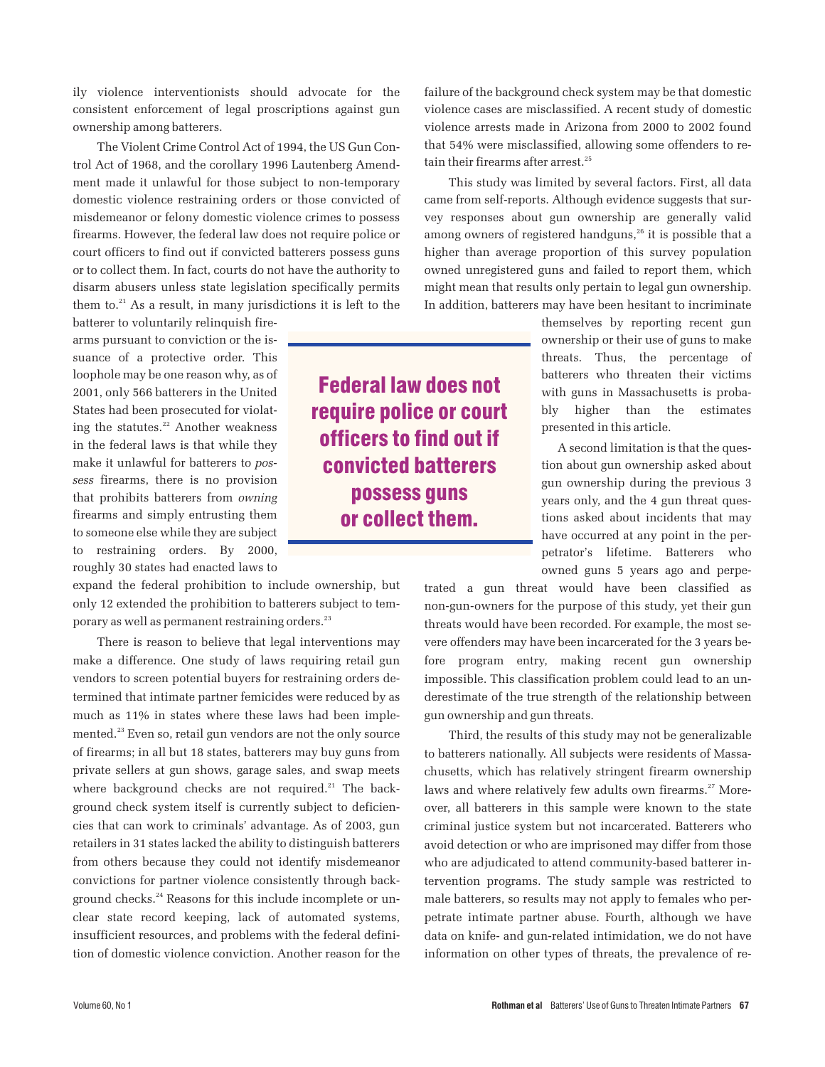ily violence interventionists should advocate for the consistent enforcement of legal proscriptions against gun ownership among batterers.

The Violent Crime Control Act of 1994, the US Gun Control Act of 1968, and the corollary 1996 Lautenberg Amendment made it unlawful for those subject to non-temporary domestic violence restraining orders or those convicted of misdemeanor or felony domestic violence crimes to possess firearms. However, the federal law does not require police or court officers to find out if convicted batterers possess guns or to collect them. In fact, courts do not have the authority to disarm abusers unless state legislation specifically permits them to.[21] As a result, in many jurisdictions it is left to the batterer to voluntarily relinquish firearms pursuant to conviction or the issuance of a protective order. This loophole may be one reason why, as of 2001, only 566 batterers in the United States had been prosecuted for violating the statutes.[22] Another weakness in the federal laws is that while they make it unlawful for batterers to *possess* firearms, there is no provision that prohibits batterers from *owning* firearms and simply entrusting them to someone else while they are subject to restraining orders. By 2000, roughly 30 states had enacted laws to expand the federal prohibition to include ownership, but only 12 extended the prohibition to batterers subject to temporary as well as permanent restraining orders.[23]

> **Federal law does not require police or court officers to find out if convicted batterers possess guns or collect them.**

There is reason to believe that legal interventions may make a difference. One study of laws requiring retail gun vendors to screen potential buyers for restraining orders determined that intimate partner femicides were reduced by as much as 11% in states where these laws had been implemented.[23] Even so, retail gun vendors are not the only source of firearms; in all but 18 states, batterers may buy guns from private sellers at gun shows, garage sales, and swap meets where background checks are not required.[21] The background check system itself is currently subject to deficiencies that can work to criminals' advantage. As of 2003, gun retailers in 31 states lacked the ability to distinguish batterers from others because they could not identify misdemeanor convictions for partner violence consistently through background checks.[24] Reasons for this include incomplete or unclear state record keeping, lack of automated systems, insufficient resources, and problems with the federal definition of domestic violence conviction. Another reason for the failure of the background check system may be that domestic violence cases are misclassified. A recent study of domestic violence arrests made in Arizona from 2000 to 2002 found that 54% were misclassified, allowing some offenders to retain their firearms after arrest.[25]

This study was limited by several factors. First, all data came from self-reports. Although evidence suggests that survey responses about gun ownership are generally valid among owners of registered handguns,[26] it is possible that a higher than average proportion of this survey population owned unregistered guns and failed to report them, which might mean that results only pertain to legal gun ownership. In addition, batterers may have been hesitant to incriminate themselves by reporting recent gun ownership or their use of guns to make threats. Thus, the percentage of batterers who threaten their victims with guns in Massachusetts is probably higher than the estimates presented in this article.

A second limitation is that the question about gun ownership asked about gun ownership during the previous 3 years only, and the 4 gun threat questions asked about incidents that may have occurred at any point in the perpetrator's lifetime. Batterers who owned guns 5 years ago and perpetrated a gun threat would have been classified as non-gun-owners for the purpose of this study, yet their gun threats would have been recorded. For example, the most severe offenders may have been incarcerated for the 3 years before program entry, making recent gun ownership impossible. This classification problem could lead to an underestimate of the true strength of the relationship between gun ownership and gun threats.

Third, the results of this study may not be generalizable to batterers nationally. All subjects were residents of Massachusetts, which has relatively stringent firearm ownership laws and where relatively few adults own firearms.[27] Moreover, all batterers in this sample were known to the state criminal justice system but not incarcerated. Batterers who avoid detection or who are imprisoned may differ from those who are adjudicated to attend community-based batterer intervention programs. The study sample was restricted to male batterers, so results may not apply to females who perpetrate intimate partner abuse. Fourth, although we have data on knife- and gun-related intimidation, we do not have information on other types of threats, the prevalence of re-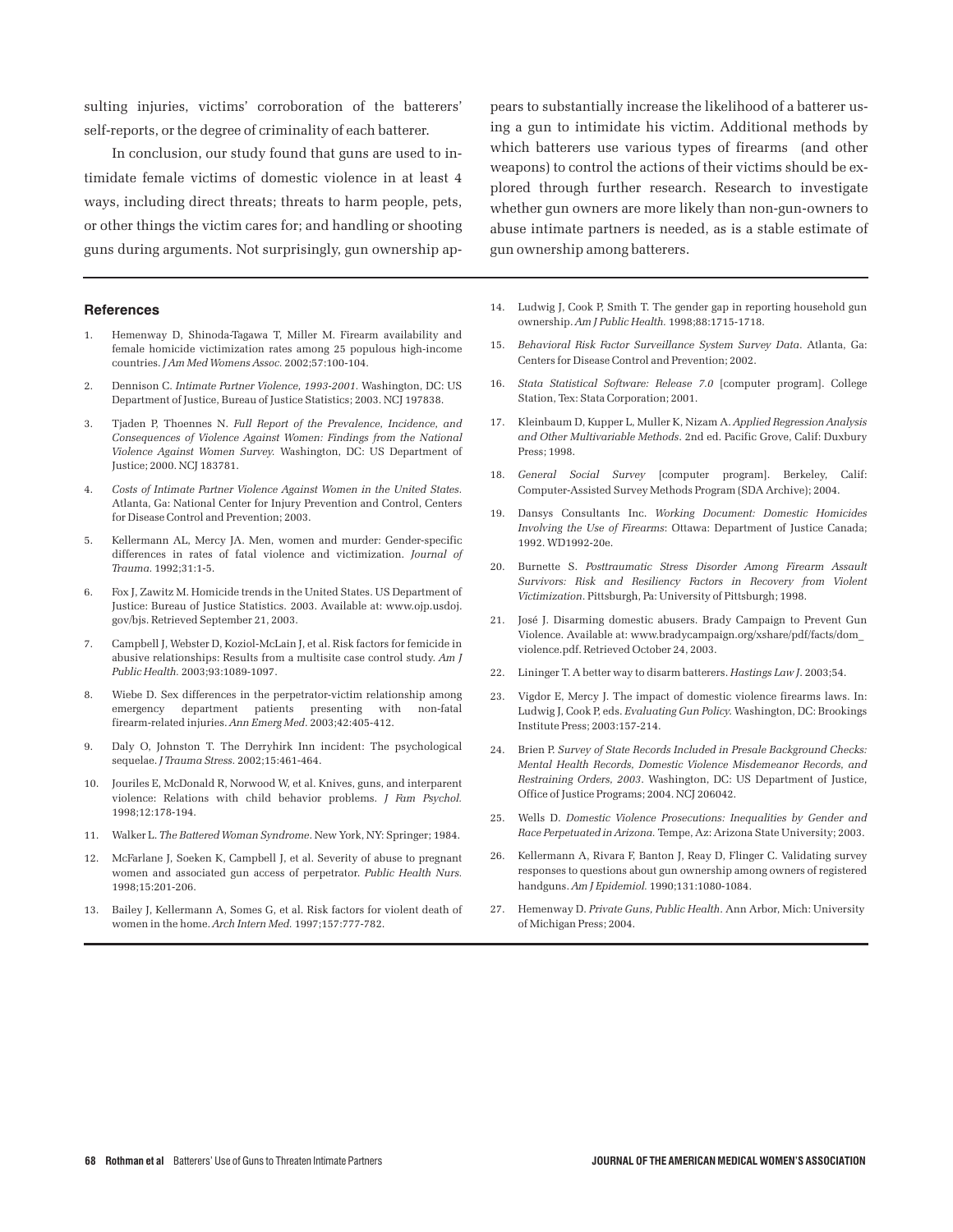sulting injuries, victims' corroboration of the batterers' self-reports, or the degree of criminality of each batterer.

In conclusion, our study found that guns are used to intimidate female victims of domestic violence in at least 4 ways, including direct threats; threats to harm people, pets, or other things the victim cares for; and handling or shooting guns during arguments. Not surprisingly, gun ownership appears to substantially increase the likelihood of a batterer using a gun to intimidate his victim. Additional methods by which batterers use various types of firearms (and other weapons) to control the actions of their victims should be explored through further research. Research to investigate whether gun owners are more likely than non-gun-owners to abuse intimate partners is needed, as is a stable estimate of gun ownership among batterers.

## References

1. Hemenway D, Shinoda-Tagawa T, Miller M. Firearm availability and female homicide victimization rates among 25 populous high-income countries. *J Am Med Womens Assoc.* 2002;57:100-104.
2. Dennison C. *Intimate Partner Violence, 1993-2001.* Washington, DC: US Department of Justice, Bureau of Justice Statistics; 2003. NCJ 197838.
3. Tjaden P, Thoennes N. *Full Report of the Prevalence, Incidence, and Consequences of Violence Against Women: Findings from the National Violence Against Women Survey.* Washington, DC: US Department of Justice; 2000. NCJ 183781.
4. *Costs of Intimate Partner Violence Against Women in the United States.* Atlanta, Ga: National Center for Injury Prevention and Control, Centers for Disease Control and Prevention; 2003.
5. Kellermann AL, Mercy JA. Men, women and murder: Gender-specific differences in rates of fatal violence and victimization. *Journal of Trauma.* 1992;31:1-5.
6. Fox J, Zawitz M. Homicide trends in the United States. US Department of Justice: Bureau of Justice Statistics. 2003. Available at: www.ojp.usdoj.gov/bjs. Retrieved September 21, 2003.
7. Campbell J, Webster D, Koziol-McLain J, et al. Risk factors for femicide in abusive relationships: Results from a multisite case control study. *Am J Public Health.* 2003;93:1089-1097.
8. Wiebe D. Sex differences in the perpetrator-victim relationship among emergency department patients presenting with non-fatal firearm-related injuries. *Ann Emerg Med.* 2003;42:405-412.
9. Daly O, Johnston T. The Derryhirk Inn incident: The psychological sequelae. *J Trauma Stress.* 2002;15:461-464.
10. Jouriles E, McDonald R, Norwood W, et al. Knives, guns, and interparent violence: Relations with child behavior problems. *J Fam Psychol.* 1998;12:178-194.
11. Walker L. *The Battered Woman Syndrome.* New York, NY: Springer; 1984.
12. McFarlane J, Soeken K, Campbell J, et al. Severity of abuse to pregnant women and associated gun access of perpetrator. *Public Health Nurs.* 1998;15:201-206.
13. Bailey J, Kellermann A, Somes G, et al. Risk factors for violent death of women in the home. *Arch Intern Med.* 1997;157:777-782.
14. Ludwig J, Cook P, Smith T. The gender gap in reporting household gun ownership. *Am J Public Health.* 1998;88:1715-1718.
15. *Behavioral Risk Factor Surveillance System Survey Data.* Atlanta, Ga: Centers for Disease Control and Prevention; 2002.
16. *Stata Statistical Software: Release 7.0* [computer program]. College Station, Tex: Stata Corporation; 2001.
17. Kleinbaum D, Kupper L, Muller K, Nizam A. *Applied Regression Analysis and Other Multivariable Methods.* 2nd ed. Pacific Grove, Calif: Duxbury Press; 1998.
18. *General Social Survey* [computer program]. Berkeley, Calif: Computer-Assisted Survey Methods Program (SDA Archive); 2004.
19. Dansys Consultants Inc. *Working Document: Domestic Homicides Involving the Use of Firearms*: Ottawa: Department of Justice Canada; 1992. WD1992-20e.
20. Burnette S. *Posttraumatic Stress Disorder Among Firearm Assault Survivors: Risk and Resiliency Factors in Recovery from Violent Victimization.* Pittsburgh, Pa: University of Pittsburgh; 1998.
21. José J. Disarming domestic abusers. Brady Campaign to Prevent Gun Violence. Available at: www.bradycampaign.org/xshare/pdf/facts/dom_violence.pdf. Retrieved October 24, 2003.
22. Lininger T. A better way to disarm batterers. *Hastings Law J.* 2003;54.
23. Vigdor E, Mercy J. The impact of domestic violence firearms laws. In: Ludwig J, Cook P, eds. *Evaluating Gun Policy.* Washington, DC: Brookings Institute Press; 2003:157-214.
24. Brien P. *Survey of State Records Included in Presale Background Checks: Mental Health Records, Domestic Violence Misdemeanor Records, and Restraining Orders, 2003.* Washington, DC: US Department of Justice, Office of Justice Programs; 2004. NCJ 206042.
25. Wells D. *Domestic Violence Prosecutions: Inequalities by Gender and Race Perpetuated in Arizona.* Tempe, Az: Arizona State University; 2003.
26. Kellermann A, Rivara F, Banton J, Reay D, Flinger C. Validating survey responses to questions about gun ownership among owners of registered handguns. *Am J Epidemiol.* 1990;131:1080-1084.
27. Hemenway D. *Private Guns, Public Health.* Ann Arbor, Mich: University of Michigan Press; 2004.